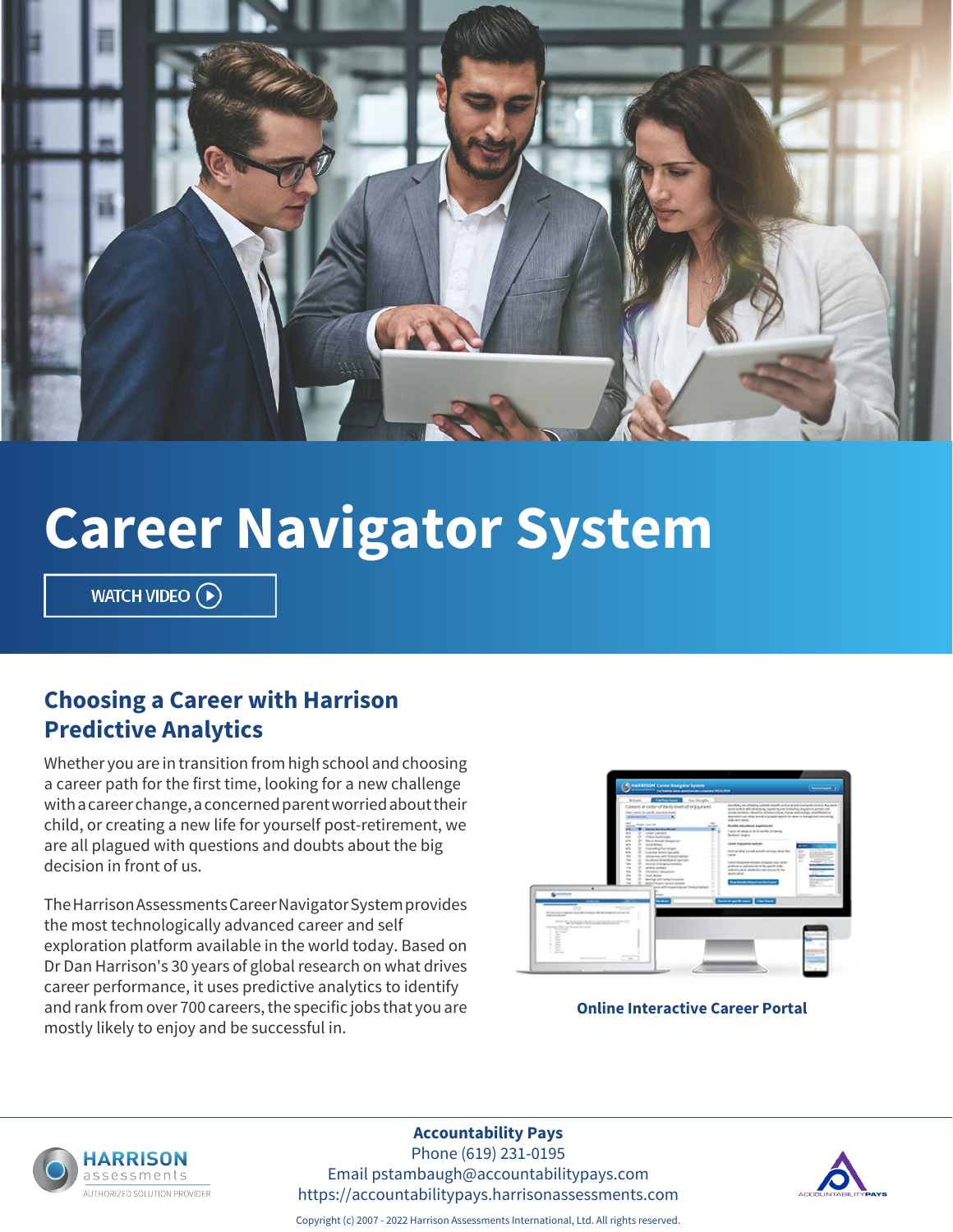# Career Navigator System

WATCH VIDEO

## Choosing a Career with Harrison Predictive Analytics

Whether you are in transition from high school and choosing a career path for the first time, looking for a new challenge with a career change, a concerned parent worried about their child, or creating a new life for yourself post-retirement, we are all plagued with questions and doubts about the big decision in front of us.

The Harrison Assessments Career Navigator System provides the most technologically advanced career and self exploration platform available in the world today. Based on Dr Dan Harrison's 30 years of global research on what drives career performance, it uses predictive analytics to identify and rank from over 700 careers, the specific jobs that you are mostly likely to enjoy and be successful in.

**Online Interactive Career Portal**

HARRISON assessments
AUTHORIZED SOLUTION PROVIDER

**Accountability Pays**
Phone (619) 231-0195
Email pstambaugh@accountabilitypays.com
https://accountabilitypays.harrisonassessments.com

ACCOUNTABILITYPAYS

Copyright (c) 2007 - 2022 Harrison Assessments International, Ltd. All rights reserved.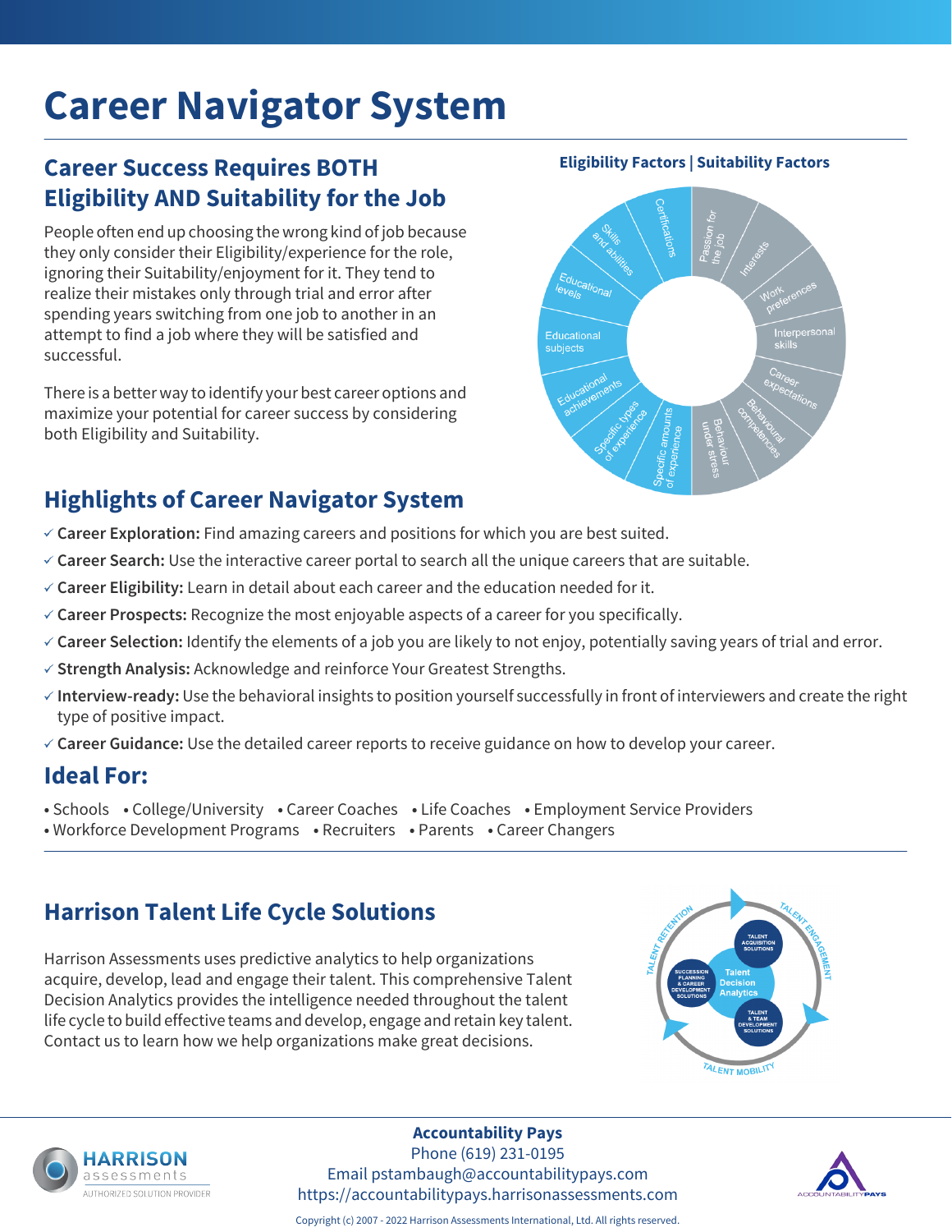# Career Navigator System

## Career Success Requires BOTH Eligibility AND Suitability for the Job

People often end up choosing the wrong kind of job because they only consider their Eligibility/experience for the role, ignoring their Suitability/enjoyment for it. They tend to realize their mistakes only through trial and error after spending years switching from one job to another in an attempt to find a job where they will be satisfied and successful.

There is a better way to identify your best career options and maximize your potential for career success by considering both Eligibility and Suitability.

**Eligibility Factors | Suitability Factors**

Certifications
Skills and abilities
Educational levels
Educational subjects
Educational achievements
Specific types of experience
Specific amounts of experience
Passion for the job
Interests
Work preferences
Interpersonal skills
Career expectations
Behavioural competencies
Behaviour under stress

## Highlights of Career Navigator System

- ✓ **Career Exploration:** Find amazing careers and positions for which you are best suited.
- ✓ **Career Search:** Use the interactive career portal to search all the unique careers that are suitable.
- ✓ **Career Eligibility:** Learn in detail about each career and the education needed for it.
- ✓ **Career Prospects:** Recognize the most enjoyable aspects of a career for you specifically.
- ✓ **Career Selection:** Identify the elements of a job you are likely to not enjoy, potentially saving years of trial and error.
- ✓ **Strength Analysis:** Acknowledge and reinforce Your Greatest Strengths.
- ✓ **Interview-ready:** Use the behavioral insights to position yourself successfully in front of interviewers and create the right type of positive impact.
- ✓ **Career Guidance:** Use the detailed career reports to receive guidance on how to develop your career.

## Ideal For:

- Schools
- College/University
- Career Coaches
- Life Coaches
- Employment Service Providers
- Workforce Development Programs
- Recruiters
- Parents
- Career Changers

## Harrison Talent Life Cycle Solutions

Harrison Assessments uses predictive analytics to help organizations acquire, develop, lead and engage their talent. This comprehensive Talent Decision Analytics provides the intelligence needed throughout the talent life cycle to build effective teams and develop, engage and retain key talent. Contact us to learn how we help organizations make great decisions.

TALENT RETENTION
TALENT ENGAGEMENT
TALENT MOBILITY
TALENT ACQUISITION SOLUTIONS
SUCCESSION PLANNING & CAREER DEVELOPMENT SOLUTIONS
TALENT & TEAM DEVELOPMENT SOLUTIONS
Talent Decision Analytics

HARRISON assessments
AUTHORIZED SOLUTION PROVIDER

**Accountability Pays**
Phone (619) 231-0195
Email pstambaugh@accountabilitypays.com
https://accountabilitypays.harrisonassessments.com

ACCOUNTABILITYPAYS

Copyright (c) 2007 - 2022 Harrison Assessments International, Ltd. All rights reserved.